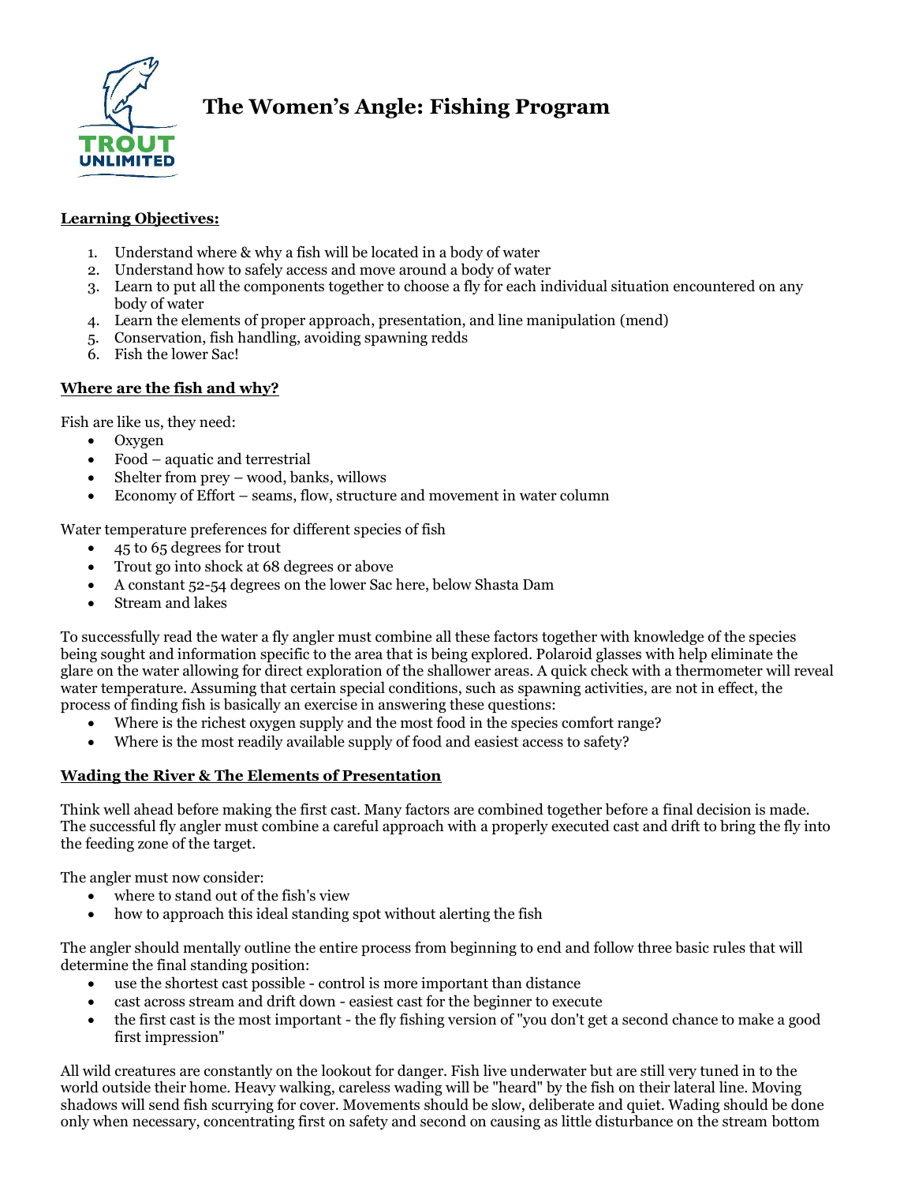# The Women's Angle: Fishing Program

**Learning Objectives:**

1. Understand where & why a fish will be located in a body of water
2. Understand how to safely access and move around a body of water
3. Learn to put all the components together to choose a fly for each individual situation encountered on any body of water
4. Learn the elements of proper approach, presentation, and line manipulation (mend)
5. Conservation, fish handling, avoiding spawning redds
6. Fish the lower Sac!

**Where are the fish and why?**

Fish are like us, they need:

- Oxygen
- Food – aquatic and terrestrial
- Shelter from prey – wood, banks, willows
- Economy of Effort – seams, flow, structure and movement in water column

Water temperature preferences for different species of fish

- 45 to 65 degrees for trout
- Trout go into shock at 68 degrees or above
- A constant 52-54 degrees on the lower Sac here, below Shasta Dam
- Stream and lakes

To successfully read the water a fly angler must combine all these factors together with knowledge of the species being sought and information specific to the area that is being explored. Polaroid glasses with help eliminate the glare on the water allowing for direct exploration of the shallower areas. A quick check with a thermometer will reveal water temperature. Assuming that certain special conditions, such as spawning activities, are not in effect, the process of finding fish is basically an exercise in answering these questions:

- Where is the richest oxygen supply and the most food in the species comfort range?
- Where is the most readily available supply of food and easiest access to safety?

**Wading the River & The Elements of Presentation**

Think well ahead before making the first cast. Many factors are combined together before a final decision is made. The successful fly angler must combine a careful approach with a properly executed cast and drift to bring the fly into the feeding zone of the target.

The angler must now consider:

- where to stand out of the fish's view
- how to approach this ideal standing spot without alerting the fish

The angler should mentally outline the entire process from beginning to end and follow three basic rules that will determine the final standing position:

- use the shortest cast possible - control is more important than distance
- cast across stream and drift down - easiest cast for the beginner to execute
- the first cast is the most important - the fly fishing version of "you don't get a second chance to make a good first impression"

All wild creatures are constantly on the lookout for danger. Fish live underwater but are still very tuned in to the world outside their home. Heavy walking, careless wading will be "heard" by the fish on their lateral line. Moving shadows will send fish scurrying for cover. Movements should be slow, deliberate and quiet. Wading should be done only when necessary, concentrating first on safety and second on causing as little disturbance on the stream bottom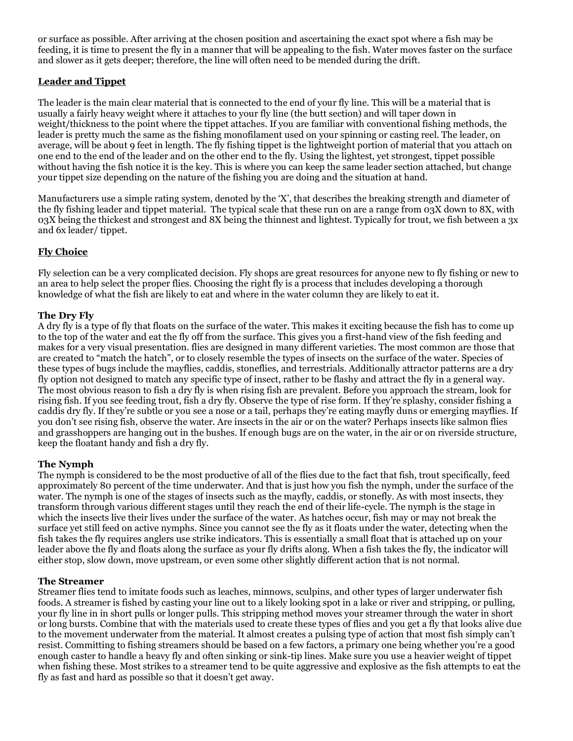or surface as possible. After arriving at the chosen position and ascertaining the exact spot where a fish may be feeding, it is time to present the fly in a manner that will be appealing to the fish. Water moves faster on the surface and slower as it gets deeper; therefore, the line will often need to be mended during the drift.

## Leader and Tippet

The leader is the main clear material that is connected to the end of your fly line. This will be a material that is usually a fairly heavy weight where it attaches to your fly line (the butt section) and will taper down in weight/thickness to the point where the tippet attaches. If you are familiar with conventional fishing methods, the leader is pretty much the same as the fishing monofilament used on your spinning or casting reel. The leader, on average, will be about 9 feet in length. The fly fishing tippet is the lightweight portion of material that you attach on one end to the end of the leader and on the other end to the fly. Using the lightest, yet strongest, tippet possible without having the fish notice it is the key. This is where you can keep the same leader section attached, but change your tippet size depending on the nature of the fishing you are doing and the situation at hand.

Manufacturers use a simple rating system, denoted by the 'X', that describes the breaking strength and diameter of the fly fishing leader and tippet material. The typical scale that these run on are a range from 03X down to 8X, with 03X being the thickest and strongest and 8X being the thinnest and lightest. Typically for trout, we fish between a 3x and 6x leader/ tippet.

## Fly Choice

Fly selection can be a very complicated decision. Fly shops are great resources for anyone new to fly fishing or new to an area to help select the proper flies. Choosing the right fly is a process that includes developing a thorough knowledge of what the fish are likely to eat and where in the water column they are likely to eat it.

### The Dry Fly

A dry fly is a type of fly that floats on the surface of the water. This makes it exciting because the fish has to come up to the top of the water and eat the fly off from the surface. This gives you a first-hand view of the fish feeding and makes for a very visual presentation. flies are designed in many different varieties. The most common are those that are created to "match the hatch", or to closely resemble the types of insects on the surface of the water. Species of these types of bugs include the mayflies, caddis, stoneflies, and terrestrials. Additionally attractor patterns are a dry fly option not designed to match any specific type of insect, rather to be flashy and attract the fly in a general way. The most obvious reason to fish a dry fly is when rising fish are prevalent. Before you approach the stream, look for rising fish. If you see feeding trout, fish a dry fly. Observe the type of rise form. If they're splashy, consider fishing a caddis dry fly. If they're subtle or you see a nose or a tail, perhaps they're eating mayfly duns or emerging mayflies. If you don't see rising fish, observe the water. Are insects in the air or on the water? Perhaps insects like salmon flies and grasshoppers are hanging out in the bushes. If enough bugs are on the water, in the air or on riverside structure, keep the floatant handy and fish a dry fly.

### The Nymph

The nymph is considered to be the most productive of all of the flies due to the fact that fish, trout specifically, feed approximately 80 percent of the time underwater. And that is just how you fish the nymph, under the surface of the water. The nymph is one of the stages of insects such as the mayfly, caddis, or stonefly. As with most insects, they transform through various different stages until they reach the end of their life-cycle. The nymph is the stage in which the insects live their lives under the surface of the water. As hatches occur, fish may or may not break the surface yet still feed on active nymphs. Since you cannot see the fly as it floats under the water, detecting when the fish takes the fly requires anglers use strike indicators. This is essentially a small float that is attached up on your leader above the fly and floats along the surface as your fly drifts along. When a fish takes the fly, the indicator will either stop, slow down, move upstream, or even some other slightly different action that is not normal.

### The Streamer

Streamer flies tend to imitate foods such as leaches, minnows, sculpins, and other types of larger underwater fish foods. A streamer is fished by casting your line out to a likely looking spot in a lake or river and stripping, or pulling, your fly line in in short pulls or longer pulls. This stripping method moves your streamer through the water in short or long bursts. Combine that with the materials used to create these types of flies and you get a fly that looks alive due to the movement underwater from the material. It almost creates a pulsing type of action that most fish simply can't resist. Committing to fishing streamers should be based on a few factors, a primary one being whether you're a good enough caster to handle a heavy fly and often sinking or sink-tip lines. Make sure you use a heavier weight of tippet when fishing these. Most strikes to a streamer tend to be quite aggressive and explosive as the fish attempts to eat the fly as fast and hard as possible so that it doesn't get away.